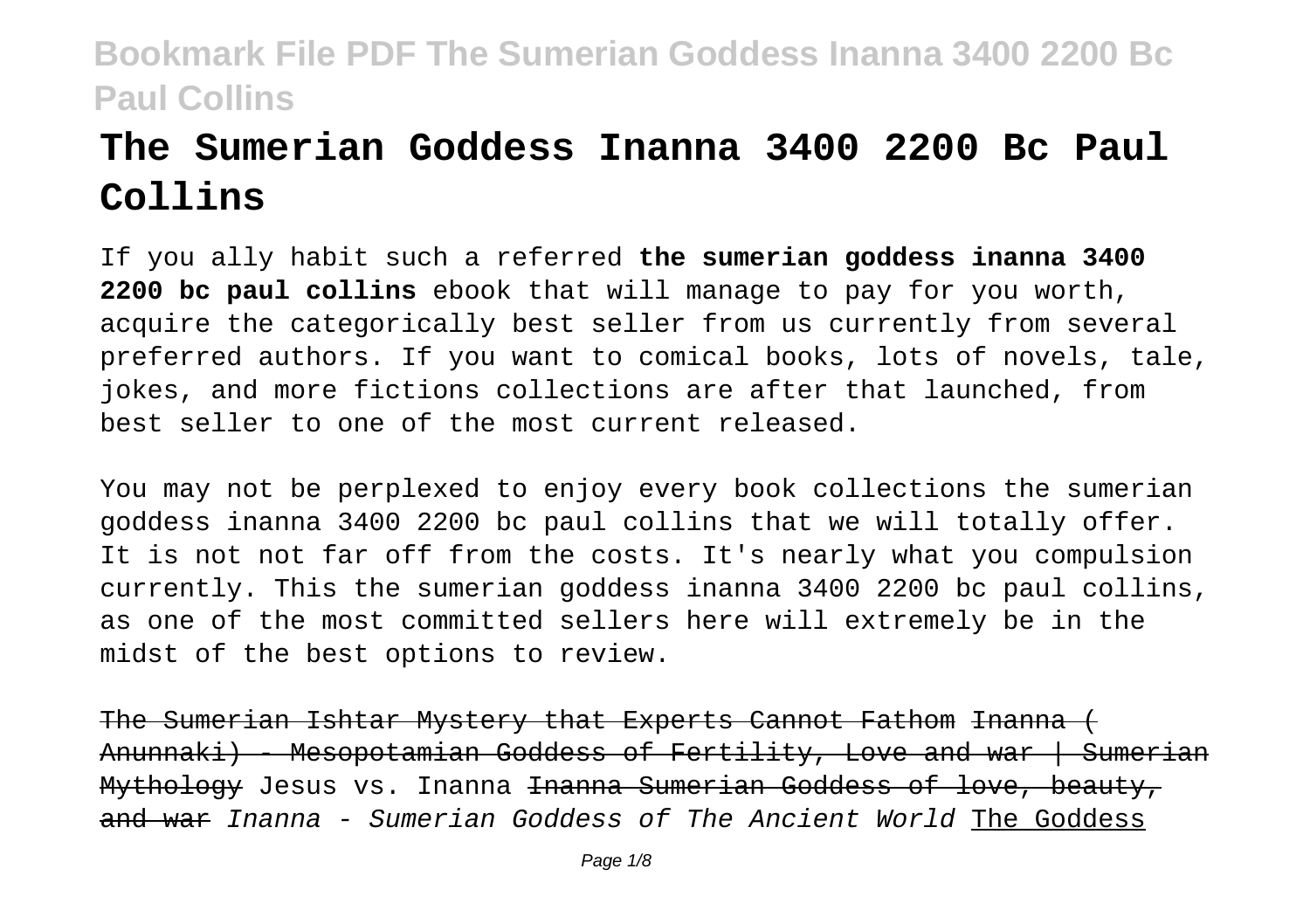# The Sumerian Goddess Inanna 3400 2200 Bc Paul Collins

If you ally habit such a referred **the sumerian goddess inanna 3400 2200 bc paul collins** ebook that will manage to pay for you worth, acquire the categorically best seller from us currently from several preferred authors. If you want to comical books, lots of novels, tale, jokes, and more fictions collections are after that launched, from best seller to one of the most current released.

You may not be perplexed to enjoy every book collections the sumerian goddess inanna 3400 2200 bc paul collins that we will totally offer. It is not not far off from the costs. It's nearly what you compulsion currently. This the sumerian goddess inanna 3400 2200 bc paul collins, as one of the most committed sellers here will extremely be in the midst of the best options to review.

~~The Sumerian Ishtar Mystery that Experts Cannot Fathom~~ ~~Inanna ( Anunnaki) - Mesopotamian Goddess of Fertility, Love and war | Sumerian Mythology~~ Jesus vs. Inanna ~~Inanna Sumerian Goddess of love, beauty, and war~~ *Inanna - Sumerian Goddess of The Ancient World* The Goddess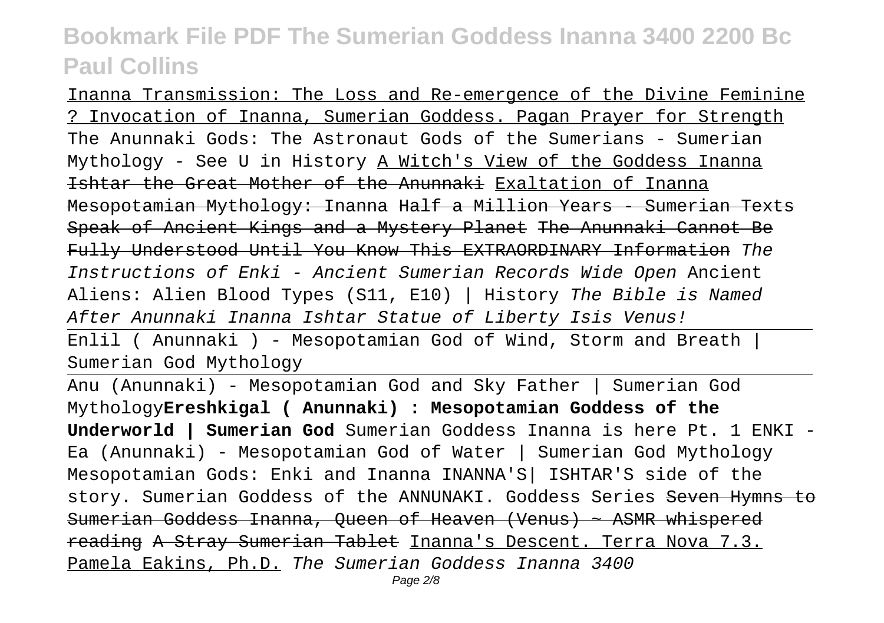Inanna Transmission: The Loss and Re-emergence of the Divine Feminine ? Invocation of Inanna, Sumerian Goddess. Pagan Prayer for Strength The Anunnaki Gods: The Astronaut Gods of the Sumerians - Sumerian Mythology - See U in History A Witch's View of the Goddess Inanna Ishtar the Great Mother of the Anunnaki Exaltation of Inanna Mesopotamian Mythology: Inanna Half a Million Years - Sumerian Texts Speak of Ancient Kings and a Mystery Planet The Anunnaki Cannot Be Fully Understood Until You Know This EXTRAORDINARY Information *The Instructions of Enki - Ancient Sumerian Records Wide Open* Ancient Aliens: Alien Blood Types (S11, E10) | History *The Bible is Named After Anunnaki Inanna Ishtar Statue of Liberty Isis Venus!*

Enlil ( Anunnaki ) - Mesopotamian God of Wind, Storm and Breath | Sumerian God Mythology

Anu (Anunnaki) - Mesopotamian God and Sky Father | Sumerian God Mythology**Ereshkigal ( Anunnaki) : Mesopotamian Goddess of the Underworld | Sumerian God** Sumerian Goddess Inanna is here Pt. 1 ENKI - Ea (Anunnaki) - Mesopotamian God of Water | Sumerian God Mythology Mesopotamian Gods: Enki and Inanna INANNA'S| ISHTAR'S side of the story. Sumerian Goddess of the ANNUNAKI. Goddess Series Seven Hymns to Sumerian Goddess Inanna, Queen of Heaven (Venus) ~ ASMR whispered reading A Stray Sumerian Tablet Inanna's Descent. Terra Nova 7.3. Pamela Eakins, Ph.D. *The Sumerian Goddess Inanna 3400*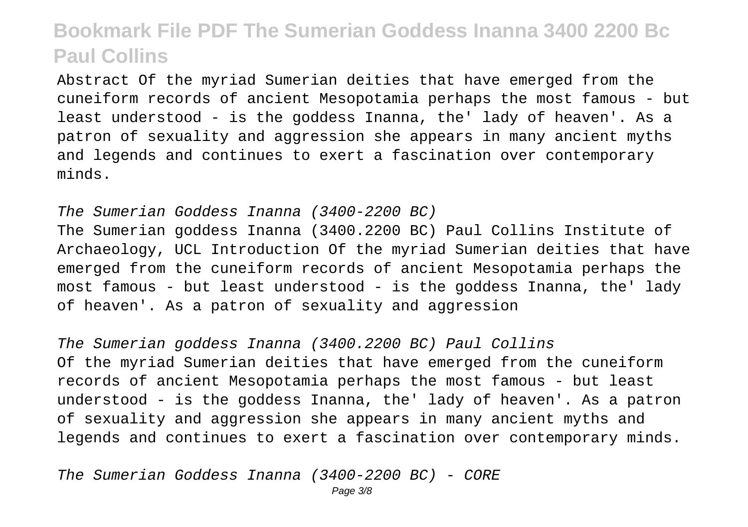Abstract Of the myriad Sumerian deities that have emerged from the cuneiform records of ancient Mesopotamia perhaps the most famous - but least understood - is the goddess Inanna, the' lady of heaven'. As a patron of sexuality and aggression she appears in many ancient myths and legends and continues to exert a fascination over contemporary minds.

*The Sumerian Goddess Inanna (3400-2200 BC)*

The Sumerian goddess Inanna (3400.2200 BC) Paul Collins Institute of Archaeology, UCL Introduction Of the myriad Sumerian deities that have emerged from the cuneiform records of ancient Mesopotamia perhaps the most famous - but least understood - is the goddess Inanna, the' lady of heaven'. As a patron of sexuality and aggression

*The Sumerian goddess Inanna (3400.2200 BC) Paul Collins*

Of the myriad Sumerian deities that have emerged from the cuneiform records of ancient Mesopotamia perhaps the most famous - but least understood - is the goddess Inanna, the' lady of heaven'. As a patron of sexuality and aggression she appears in many ancient myths and legends and continues to exert a fascination over contemporary minds.

*The Sumerian Goddess Inanna (3400-2200 BC) - CORE*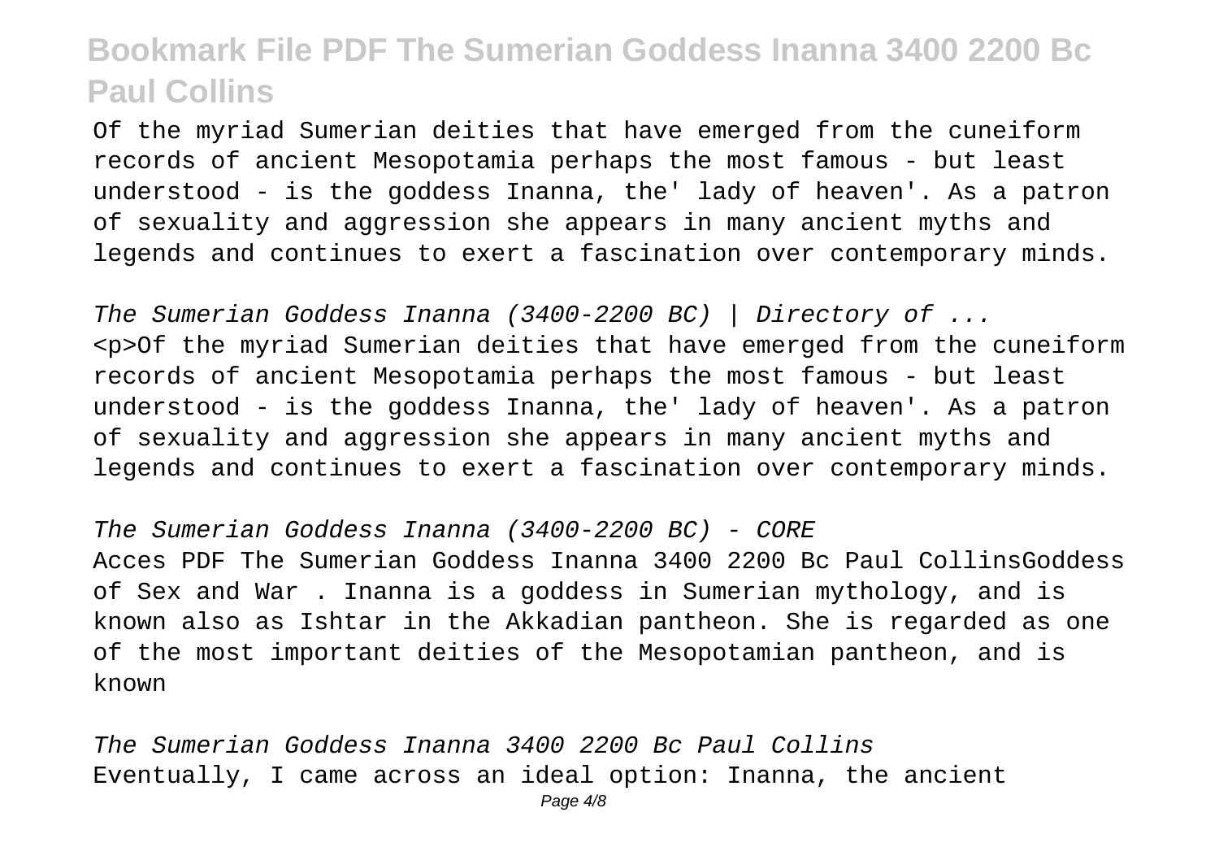Of the myriad Sumerian deities that have emerged from the cuneiform records of ancient Mesopotamia perhaps the most famous - but least understood - is the goddess Inanna, the' lady of heaven'. As a patron of sexuality and aggression she appears in many ancient myths and legends and continues to exert a fascination over contemporary minds.

*The Sumerian Goddess Inanna (3400-2200 BC) | Directory of ...*

<p>Of the myriad Sumerian deities that have emerged from the cuneiform records of ancient Mesopotamia perhaps the most famous - but least understood - is the goddess Inanna, the' lady of heaven'. As a patron of sexuality and aggression she appears in many ancient myths and legends and continues to exert a fascination over contemporary minds.

*The Sumerian Goddess Inanna (3400-2200 BC) - CORE*

Acces PDF The Sumerian Goddess Inanna 3400 2200 Bc Paul CollinsGoddess of Sex and War . Inanna is a goddess in Sumerian mythology, and is known also as Ishtar in the Akkadian pantheon. She is regarded as one of the most important deities of the Mesopotamian pantheon, and is known

*The Sumerian Goddess Inanna 3400 2200 Bc Paul Collins*

Eventually, I came across an ideal option: Inanna, the ancient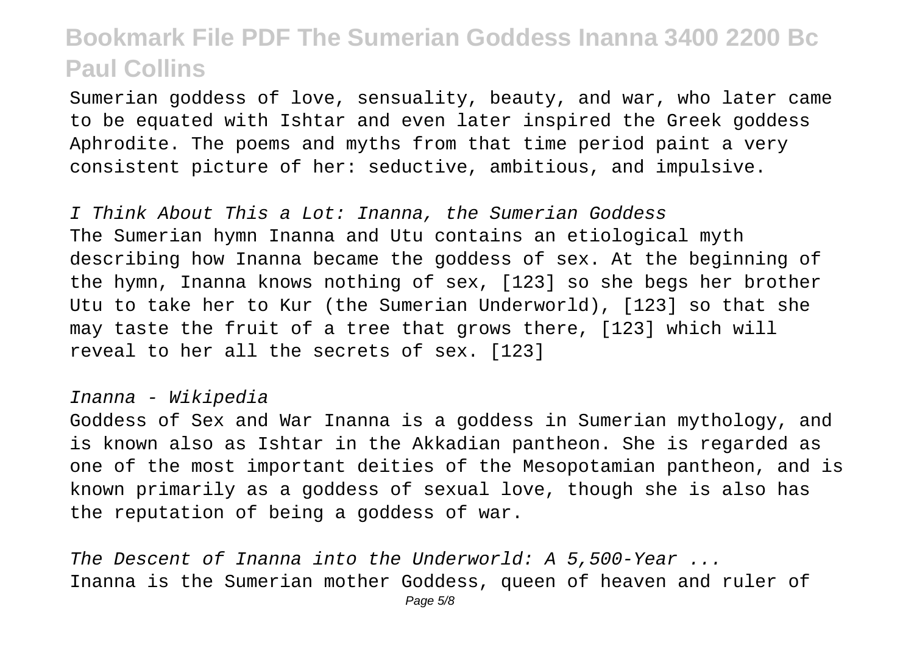Sumerian goddess of love, sensuality, beauty, and war, who later came to be equated with Ishtar and even later inspired the Greek goddess Aphrodite. The poems and myths from that time period paint a very consistent picture of her: seductive, ambitious, and impulsive.

*I Think About This a Lot: Inanna, the Sumerian Goddess*

The Sumerian hymn Inanna and Utu contains an etiological myth describing how Inanna became the goddess of sex. At the beginning of the hymn, Inanna knows nothing of sex, [123] so she begs her brother Utu to take her to Kur (the Sumerian Underworld), [123] so that she may taste the fruit of a tree that grows there, [123] which will reveal to her all the secrets of sex. [123]

*Inanna - Wikipedia*

Goddess of Sex and War Inanna is a goddess in Sumerian mythology, and is known also as Ishtar in the Akkadian pantheon. She is regarded as one of the most important deities of the Mesopotamian pantheon, and is known primarily as a goddess of sexual love, though she is also has the reputation of being a goddess of war.

*The Descent of Inanna into the Underworld: A 5,500-Year ...*

Inanna is the Sumerian mother Goddess, queen of heaven and ruler of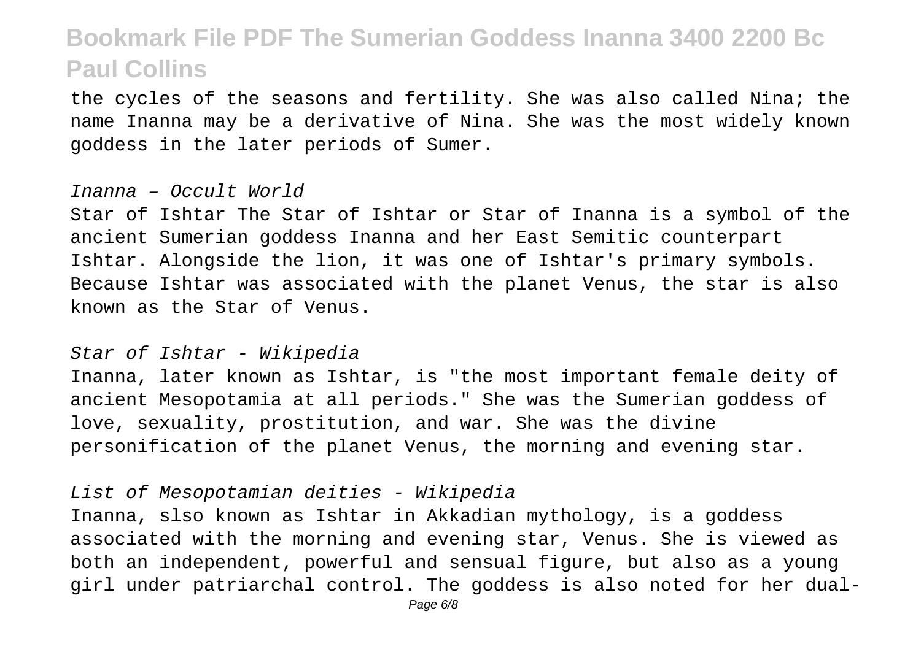the cycles of the seasons and fertility. She was also called Nina; the name Inanna may be a derivative of Nina. She was the most widely known goddess in the later periods of Sumer.

*Inanna – Occult World*

Star of Ishtar The Star of Ishtar or Star of Inanna is a symbol of the ancient Sumerian goddess Inanna and her East Semitic counterpart Ishtar. Alongside the lion, it was one of Ishtar's primary symbols. Because Ishtar was associated with the planet Venus, the star is also known as the Star of Venus.

*Star of Ishtar - Wikipedia*

Inanna, later known as Ishtar, is "the most important female deity of ancient Mesopotamia at all periods." She was the Sumerian goddess of love, sexuality, prostitution, and war. She was the divine personification of the planet Venus, the morning and evening star.

*List of Mesopotamian deities - Wikipedia*

Inanna, slso known as Ishtar in Akkadian mythology, is a goddess associated with the morning and evening star, Venus. She is viewed as both an independent, powerful and sensual figure, but also as a young girl under patriarchal control. The goddess is also noted for her dual-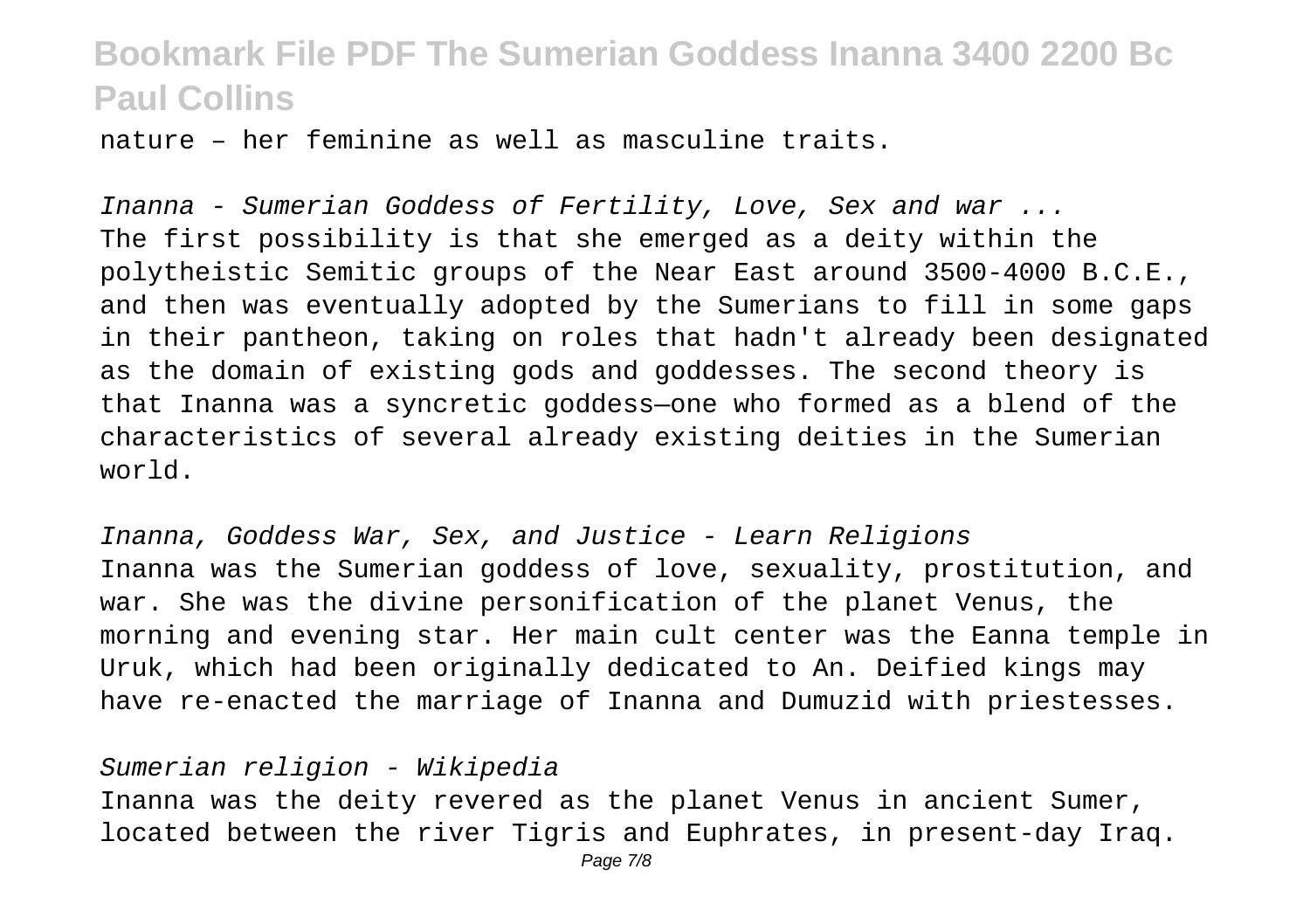nature – her feminine as well as masculine traits.

*Inanna - Sumerian Goddess of Fertility, Love, Sex and war ...*
The first possibility is that she emerged as a deity within the polytheistic Semitic groups of the Near East around 3500-4000 B.C.E., and then was eventually adopted by the Sumerians to fill in some gaps in their pantheon, taking on roles that hadn't already been designated as the domain of existing gods and goddesses. The second theory is that Inanna was a syncretic goddess—one who formed as a blend of the characteristics of several already existing deities in the Sumerian world.

*Inanna, Goddess War, Sex, and Justice - Learn Religions*
Inanna was the Sumerian goddess of love, sexuality, prostitution, and war. She was the divine personification of the planet Venus, the morning and evening star. Her main cult center was the Eanna temple in Uruk, which had been originally dedicated to An. Deified kings may have re-enacted the marriage of Inanna and Dumuzid with priestesses.

*Sumerian religion - Wikipedia*
Inanna was the deity revered as the planet Venus in ancient Sumer, located between the river Tigris and Euphrates, in present-day Iraq.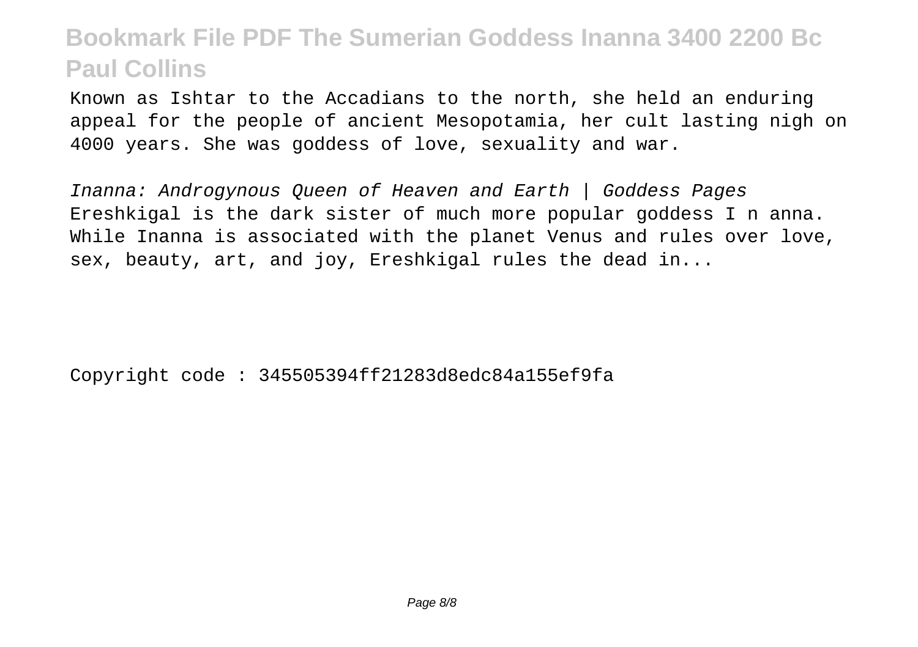Known as Ishtar to the Accadians to the north, she held an enduring appeal for the people of ancient Mesopotamia, her cult lasting nigh on 4000 years. She was goddess of love, sexuality and war.

*Inanna: Androgynous Queen of Heaven and Earth | Goddess Pages*
Ereshkigal is the dark sister of much more popular goddess I n anna. While Inanna is associated with the planet Venus and rules over love, sex, beauty, art, and joy, Ereshkigal rules the dead in...

Copyright code : 345505394ff21283d8edc84a155ef9fa